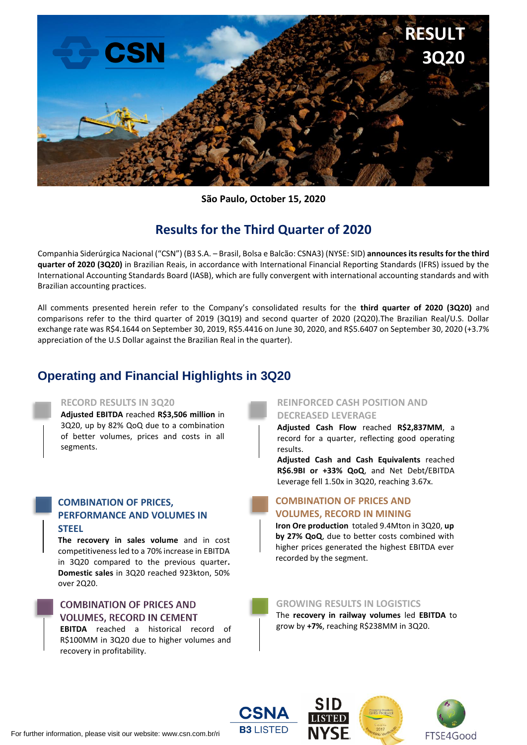# RESULT 3Q20

**São Paulo, October 15, 2020**

## Results for the Third Quarter of 2020

Companhia Siderúrgica Nacional ("CSN") (B3 S.A. – Brasil, Bolsa e Balcão: CSNA3) (NYSE: SID) **announces its results for the third quarter of 2020 (3Q20)** in Brazilian Reais, in accordance with International Financial Reporting Standards (IFRS) issued by the International Accounting Standards Board (IASB), which are fully convergent with international accounting standards and with Brazilian accounting practices.

All comments presented herein refer to the Company's consolidated results for the **third quarter of 2020 (3Q20)** and comparisons refer to the third quarter of 2019 (3Q19) and second quarter of 2020 (2Q20).The Brazilian Real/U.S. Dollar exchange rate was R$4.1644 on September 30, 2019, R$5.4416 on June 30, 2020, and R$5.6407 on September 30, 2020 (+3.7% appreciation of the U.S Dollar against the Brazilian Real in the quarter).

## Operating and Financial Highlights in 3Q20

### RECORD RESULTS IN 3Q20

**Adjusted EBITDA** reached **R$3,506 million** in 3Q20, up by 82% QoQ due to a combination of better volumes, prices and costs in all segments.

### COMBINATION OF PRICES, PERFORMANCE AND VOLUMES IN STEEL

**The recovery in sales volume** and in cost competitiveness led to a 70% increase in EBITDA in 3Q20 compared to the previous quarter**. Domestic sales** in 3Q20 reached 923kton, 50% over 2Q20.

### COMBINATION OF PRICES AND VOLUMES, RECORD IN CEMENT

**EBITDA** reached a historical record of R$100MM in 3Q20 due to higher volumes and recovery in profitability.

### REINFORCED CASH POSITION AND DECREASED LEVERAGE

**Adjusted Cash Flow** reached **R$2,837MM**, a record for a quarter, reflecting good operating results.

**Adjusted Cash and Cash Equivalents** reached **R$6.9Bl or +33% QoQ**, and Net Debt/EBITDA Leverage fell 1.50x in 3Q20, reaching 3.67x.

### COMBINATION OF PRICES AND VOLUMES, RECORD IN MINING

**Iron Ore production** totaled 9.4Mton in 3Q20, **up by 27% QoQ**, due to better costs combined with higher prices generated the highest EBITDA ever recorded by the segment.

### GROWING RESULTS IN LOGISTICS

The **recovery in railway volumes** led **EBITDA** to grow by **+7%**, reaching R$238MM in 3Q20.

For further information, please visit our website: www.csn.com.br/ri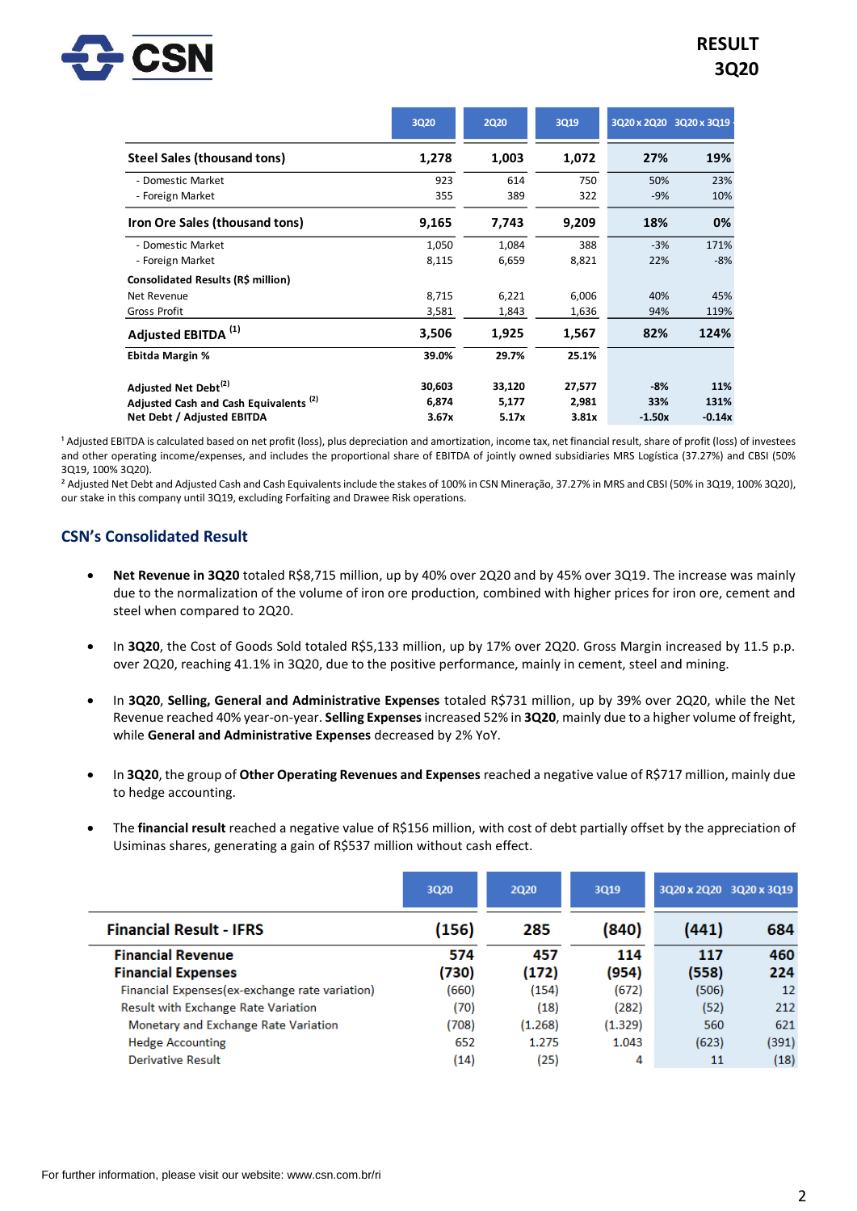| | 3Q20 | 2Q20 | 3Q19 | 3Q20 x 2Q20 | 3Q20 x 3Q19 |
|---|---|---|---|---|---|
| **Steel Sales (thousand tons)** | **1,278** | **1,003** | **1,072** | **27%** | **19%** |
| - Domestic Market | 923 | 614 | 750 | 50% | 23% |
| - Foreign Market | 355 | 389 | 322 | -9% | 10% |
| **Iron Ore Sales (thousand tons)** | **9,165** | **7,743** | **9,209** | **18%** | **0%** |
| - Domestic Market | 1,050 | 1,084 | 388 | -3% | 171% |
| - Foreign Market | 8,115 | 6,659 | 8,821 | 22% | -8% |
| **Consolidated Results (R$ million)** | | | | | |
| Net Revenue | 8,715 | 6,221 | 6,006 | 40% | 45% |
| Gross Profit | 3,581 | 1,843 | 1,636 | 94% | 119% |
| **Adjusted EBITDA [1]** | **3,506** | **1,925** | **1,567** | **82%** | **124%** |
| **Ebitda Margin %** | **39.0%** | **29.7%** | **25.1%** | | |
| **Adjusted Net Debt[2]** | **30,603** | **33,120** | **27,577** | **-8%** | **11%** |
| **Adjusted Cash and Cash Equivalents [2]** | **6,874** | **5,177** | **2,981** | **33%** | **131%** |
| **Net Debt / Adjusted EBITDA** | **3.67x** | **5.17x** | **3.81x** | **-1.50x** | **-0.14x** |

[1] Adjusted EBITDA is calculated based on net profit (loss), plus depreciation and amortization, income tax, net financial result, share of profit (loss) of investees and other operating income/expenses, and includes the proportional share of EBITDA of jointly owned subsidiaries MRS Logística (37.27%) and CBSI (50% 3Q19, 100% 3Q20).
[2] Adjusted Net Debt and Adjusted Cash and Cash Equivalents include the stakes of 100% in CSN Mineração, 37.27% in MRS and CBSI (50% in 3Q19, 100% 3Q20), our stake in this company until 3Q19, excluding Forfaiting and Drawee Risk operations.

## CSN's Consolidated Result

- **Net Revenue in 3Q20** totaled R$8,715 million, up by 40% over 2Q20 and by 45% over 3Q19. The increase was mainly due to the normalization of the volume of iron ore production, combined with higher prices for iron ore, cement and steel when compared to 2Q20.

- In **3Q20**, the Cost of Goods Sold totaled R$5,133 million, up by 17% over 2Q20. Gross Margin increased by 11.5 p.p. over 2Q20, reaching 41.1% in 3Q20, due to the positive performance, mainly in cement, steel and mining.

- In **3Q20**, **Selling, General and Administrative Expenses** totaled R$731 million, up by 39% over 2Q20, while the Net Revenue reached 40% year-on-year. **Selling Expenses** increased 52% in **3Q20**, mainly due to a higher volume of freight, while **General and Administrative Expenses** decreased by 2% YoY.

- In **3Q20**, the group of **Other Operating Revenues and Expenses** reached a negative value of R$717 million, mainly due to hedge accounting.

- The **financial result** reached a negative value of R$156 million, with cost of debt partially offset by the appreciation of Usiminas shares, generating a gain of R$537 million without cash effect.

| | 3Q20 | 2Q20 | 3Q19 | 3Q20 x 2Q20 | 3Q20 x 3Q19 |
|---|---|---|---|---|---|
| **Financial Result - IFRS** | **(156)** | **285** | **(840)** | **(441)** | **684** |
| **Financial Revenue** | **574** | **457** | **114** | **117** | **460** |
| **Financial Expenses** | **(730)** | **(172)** | **(954)** | **(558)** | **224** |
| Financial Expenses(ex-exchange rate variation) | (660) | (154) | (672) | (506) | 12 |
| Result with Exchange Rate Variation | (70) | (18) | (282) | (52) | 212 |
| Monetary and Exchange Rate Variation | (708) | (1.268) | (1.329) | 560 | 621 |
| Hedge Accounting | 652 | 1.275 | 1.043 | (623) | (391) |
| Derivative Result | (14) | (25) | 4 | 11 | (18) |

For further information, please visit our website: www.csn.com.br/ri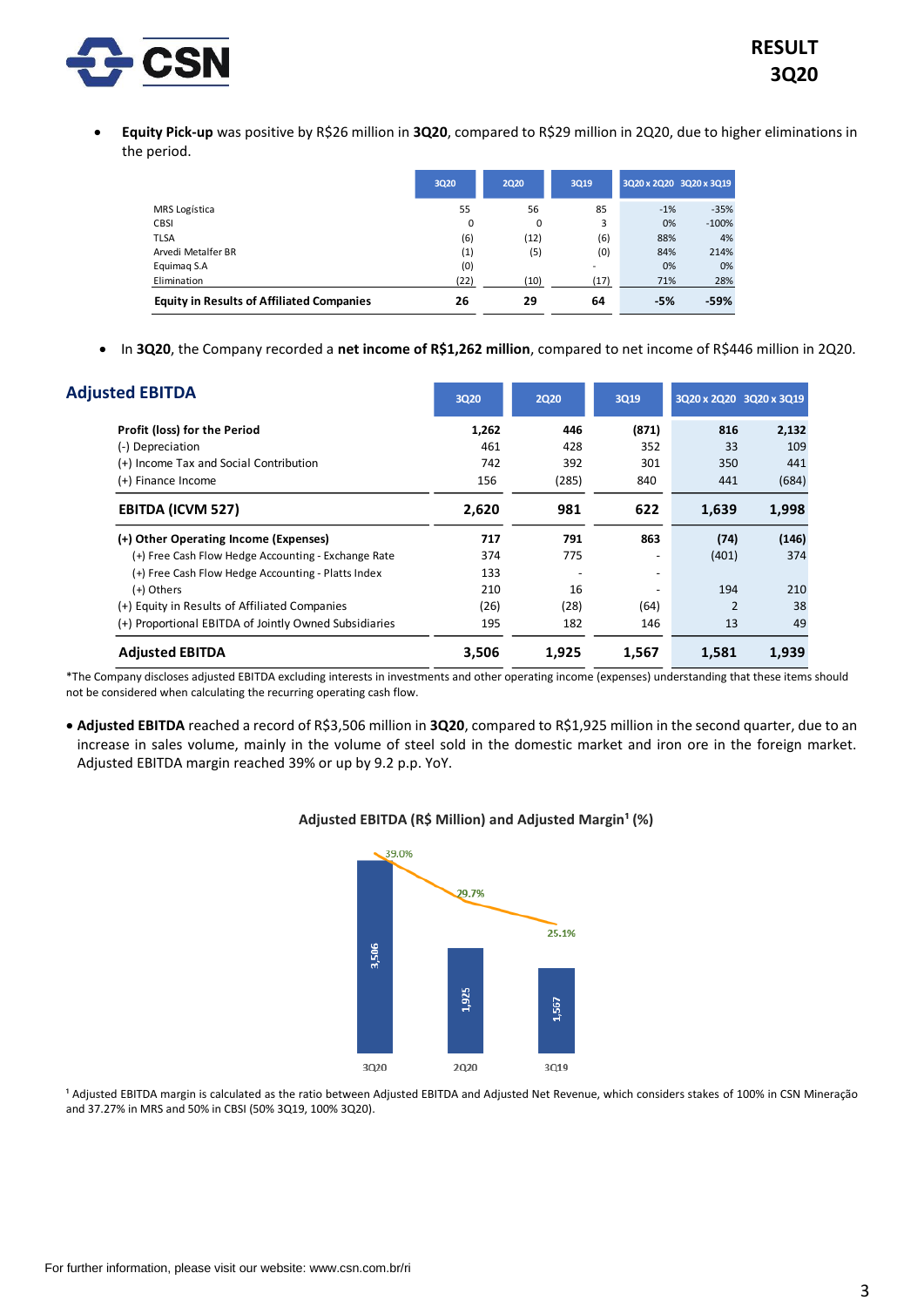- **Equity Pick-up** was positive by R$26 million in **3Q20**, compared to R$29 million in 2Q20, due to higher eliminations in the period.

| | 3Q20 | 2Q20 | 3Q19 | 3Q20 x 2Q20 | 3Q20 x 3Q19 |
|---|---|---|---|---|---|
| MRS Logística | 55 | 56 | 85 | -1% | -35% |
| CBSI | 0 | 0 | 3 | 0% | -100% |
| TLSA | (6) | (12) | (6) | 88% | 4% |
| Arvedi Metalfer BR | (1) | (5) | (0) | 84% | 214% |
| Equimaq S.A | (0) | | - | 0% | 0% |
| Elimination | (22) | (10) | (17) | 71% | 28% |
| **Equity in Results of Affiliated Companies** | **26** | **29** | **64** | **-5%** | **-59%** |

- In **3Q20**, the Company recorded a **net income of R$1,262 million**, compared to net income of R$446 million in 2Q20.

## Adjusted EBITDA

| | 3Q20 | 2Q20 | 3Q19 | 3Q20 x 2Q20 | 3Q20 x 3Q19 |
|---|---|---|---|---|---|
| **Profit (loss) for the Period** | **1,262** | **446** | **(871)** | **816** | **2,132** |
| (-) Depreciation | 461 | 428 | 352 | 33 | 109 |
| (+) Income Tax and Social Contribution | 742 | 392 | 301 | 350 | 441 |
| (+) Finance Income | 156 | (285) | 840 | 441 | (684) |
| **EBITDA (ICVM 527)** | **2,620** | **981** | **622** | **1,639** | **1,998** |
| **(+) Other Operating Income (Expenses)** | **717** | **791** | **863** | **(74)** | **(146)** |
| (+) Free Cash Flow Hedge Accounting - Exchange Rate | 374 | 775 | - | (401) | 374 |
| (+) Free Cash Flow Hedge Accounting - Platts Index | 133 | - | - | | |
| (+) Others | 210 | 16 | - | 194 | 210 |
| (+) Equity in Results of Affiliated Companies | (26) | (28) | (64) | 2 | 38 |
| (+) Proportional EBITDA of Jointly Owned Subsidiaries | 195 | 182 | 146 | 13 | 49 |
| **Adjusted EBITDA** | **3,506** | **1,925** | **1,567** | **1,581** | **1,939** |

*The Company discloses adjusted EBITDA excluding interests in investments and other operating income (expenses) understanding that these items should not be considered when calculating the recurring operating cash flow.

- **Adjusted EBITDA** reached a record of R$3,506 million in **3Q20**, compared to R$1,925 million in the second quarter, due to an increase in sales volume, mainly in the volume of steel sold in the domestic market and iron ore in the foreign market. Adjusted EBITDA margin reached 39% or up by 9.2 p.p. YoY.

**Adjusted EBITDA (R$ Million) and Adjusted Margin[1] (%)**

| | 3Q20 | 2Q20 | 3Q19 |
|---|---|---|---|
| Adjusted EBITDA (R$ Million) | 3,506 | 1,925 | 1,567 |
| Adjusted Margin (%) | 39.0% | 29.7% | 25.1% |

[1] Adjusted EBITDA margin is calculated as the ratio between Adjusted EBITDA and Adjusted Net Revenue, which considers stakes of 100% in CSN Mineração and 37.27% in MRS and 50% in CBSI (50% 3Q19, 100% 3Q20).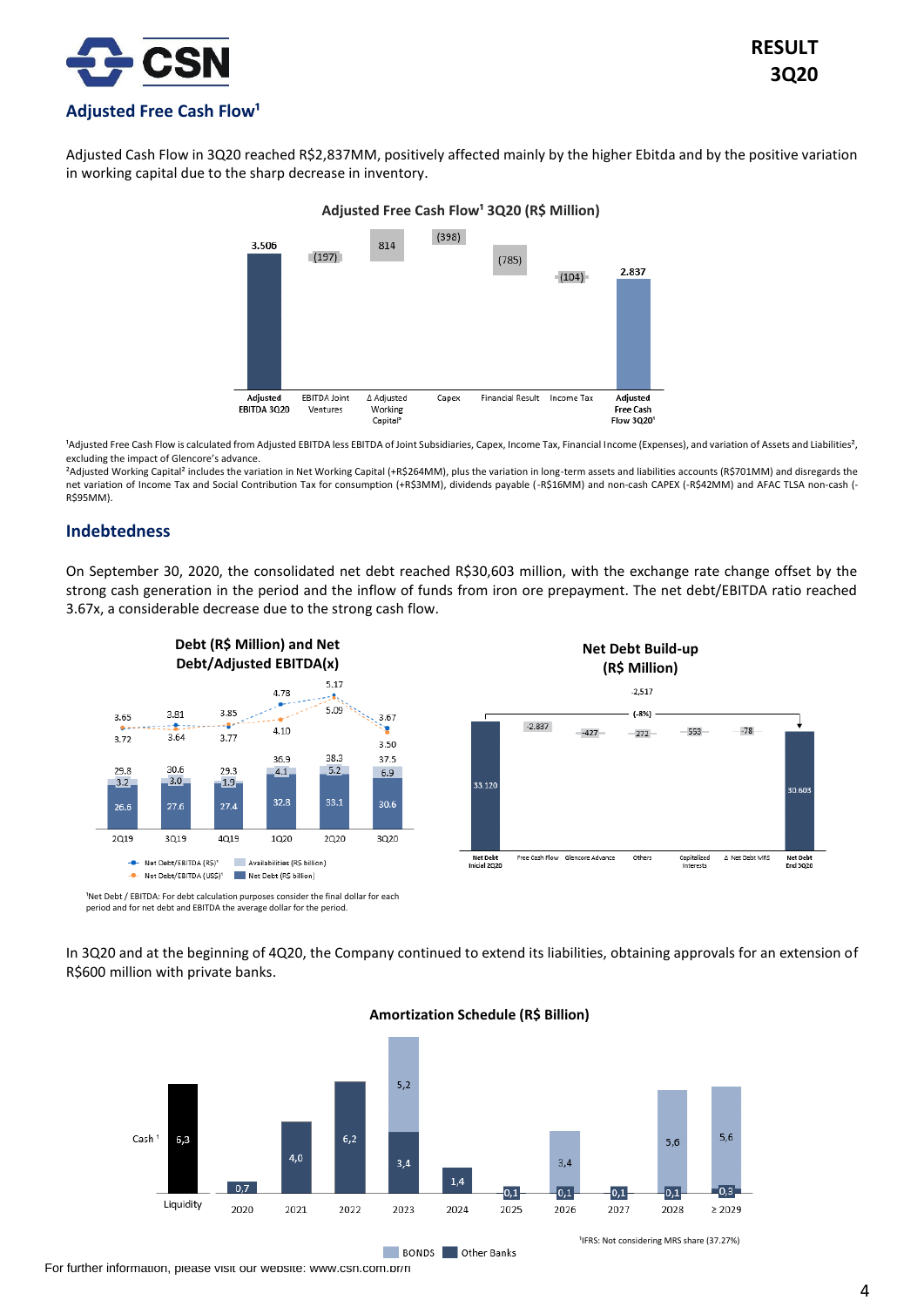## Adjusted Free Cash Flow[1]

Adjusted Cash Flow in 3Q20 reached R$2,837MM, positively affected mainly by the higher Ebitda and by the positive variation in working capital due to the sharp decrease in inventory.

**Adjusted Free Cash Flow[1] 3Q20 (R$ Million)**

| Adjusted EBITDA 3Q20 | EBITDA Joint Ventures | Δ Adjusted Working Capital[2] | Capex | Financial Result | Income Tax | Adjusted Free Cash Flow 3Q20[1] |
|---|---|---|---|---|---|---|
| 3.506 | (197) | 814 | (398) | (785) | (104) | 2.837 |

[1]Adjusted Free Cash Flow is calculated from Adjusted EBITDA less EBITDA of Joint Subsidiaries, Capex, Income Tax, Financial Income (Expenses), and variation of Assets and Liabilities[2], excluding the impact of Glencore's advance.
[2]Adjusted Working Capital[2] includes the variation in Net Working Capital (+R$264MM), plus the variation in long-term assets and liabilities accounts (R$701MM) and disregards the net variation of Income Tax and Social Contribution Tax for consumption (+R$3MM), dividends payable (-R$16MM) and non-cash CAPEX (-R$42MM) and AFAC TLSA non-cash (-R$95MM).

## Indebtedness

On September 30, 2020, the consolidated net debt reached R$30,603 million, with the exchange rate change offset by the strong cash generation in the period and the inflow of funds from iron ore prepayment. The net debt/EBITDA ratio reached 3.67x, a considerable decrease due to the strong cash flow.

**Debt (R$ Million) and Net Debt/Adjusted EBITDA(x)**

| | 2Q19 | 3Q19 | 4Q19 | 1Q20 | 2Q20 | 3Q20 |
|---|---|---|---|---|---|---|
| Net Debt/EBITDA (R$)[1] | 3.65 | 3.81 | 3.85 | 4.78 | 5.17 | 3.67 |
| Net Debt/EBITDA (US$)[1] | 3.72 | 3.64 | 3.77 | 4.10 | 5.09 | 3.50 |
| Total | 29.8 | 30.6 | 29.3 | 36.9 | 38.3 | 37.5 |
| Availabilities (R$ billion) | 3.2 | 3.0 | 1.9 | 4.1 | 5.2 | 6.9 |
| Net Debt (R$ billion) | 26.6 | 27.6 | 27.4 | 32.8 | 33.1 | 30.6 |

[1]Net Debt / EBITDA: For debt calculation purposes consider the final dollar for each period and for net debt and EBITDA the average dollar for the period.

**Net Debt Build-up (R$ Million)**

| Net Debt Inicial 2Q20 | Free Cash Flow | Glencore Advance | Others | Capitalized Interests | Δ Net Debt MRS | Net Debt End 3Q20 |
|---|---|---|---|---|---|---|
| 33.120 | -2.837 | -427 | 272 | 553 | -78 | 30.603 |

Total change: -2,517 (-8%)

In 3Q20 and at the beginning of 4Q20, the Company continued to extend its liabilities, obtaining approvals for an extension of R$600 million with private banks.

**Amortization Schedule (R$ Billion)**

| | Liquidity | 2020 | 2021 | 2022 | 2023 | 2024 | 2025 | 2026 | 2027 | 2028 | ≥ 2029 |
|---|---|---|---|---|---|---|---|---|---|---|---|
| Cash[1] | 6,3 | | | | | | | | | | |
| BONDS | | | | | 5,2 | | | 3,4 | | 5,6 | 5,6 |
| Other Banks | | 0,7 | 4,0 | 6,2 | 3,4 | 1,4 | 0,1 | 0,1 | 0,1 | 0,1 | 0,3 |

[1]IFRS: Not considering MRS share (37.27%)

For further information, please visit our website: www.csn.com.br/ri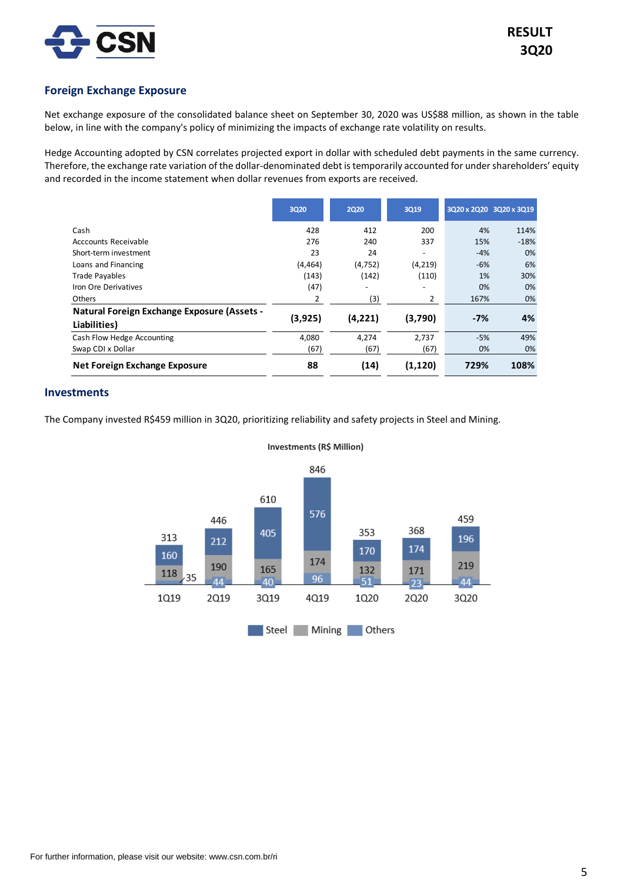## Foreign Exchange Exposure

Net exchange exposure of the consolidated balance sheet on September 30, 2020 was US$88 million, as shown in the table below, in line with the company's policy of minimizing the impacts of exchange rate volatility on results.

Hedge Accounting adopted by CSN correlates projected export in dollar with scheduled debt payments in the same currency. Therefore, the exchange rate variation of the dollar-denominated debt is temporarily accounted for under shareholders' equity and recorded in the income statement when dollar revenues from exports are received.

| | 3Q20 | 2Q20 | 3Q19 | 3Q20 x 2Q20 | 3Q20 x 3Q19 |
|---|---|---|---|---|---|
| Cash | 428 | 412 | 200 | 4% | 114% |
| Acccounts Receivable | 276 | 240 | 337 | 15% | -18% |
| Short-term investment | 23 | 24 | - | -4% | 0% |
| Loans and Financing | (4,464) | (4,752) | (4,219) | -6% | 6% |
| Trade Payables | (143) | (142) | (110) | 1% | 30% |
| Iron Ore Derivatives | (47) | - | - | 0% | 0% |
| Others | 2 | (3) | 2 | 167% | 0% |
| **Natural Foreign Exchange Exposure (Assets - Liabilities)** | **(3,925)** | **(4,221)** | **(3,790)** | **-7%** | **4%** |
| Cash Flow Hedge Accounting | 4,080 | 4,274 | 2,737 | -5% | 49% |
| Swap CDI x Dollar | (67) | (67) | (67) | 0% | 0% |
| **Net Foreign Exchange Exposure** | **88** | **(14)** | **(1,120)** | **729%** | **108%** |

## Investments

The Company invested R$459 million in 3Q20, prioritizing reliability and safety projects in Steel and Mining.

**Investments (R$ Million)**

| | 1Q19 | 2Q19 | 3Q19 | 4Q19 | 1Q20 | 2Q20 | 3Q20 |
|---|---|---|---|---|---|---|---|
| Steel | 160 | 212 | 405 | 576 | 170 | 174 | 196 |
| Mining | 118 | 190 | 165 | 174 | 132 | 171 | 219 |
| Others | 35 | 44 | 40 | 96 | 51 | 23 | 44 |
| Total | 313 | 446 | 610 | 846 | 353 | 368 | 459 |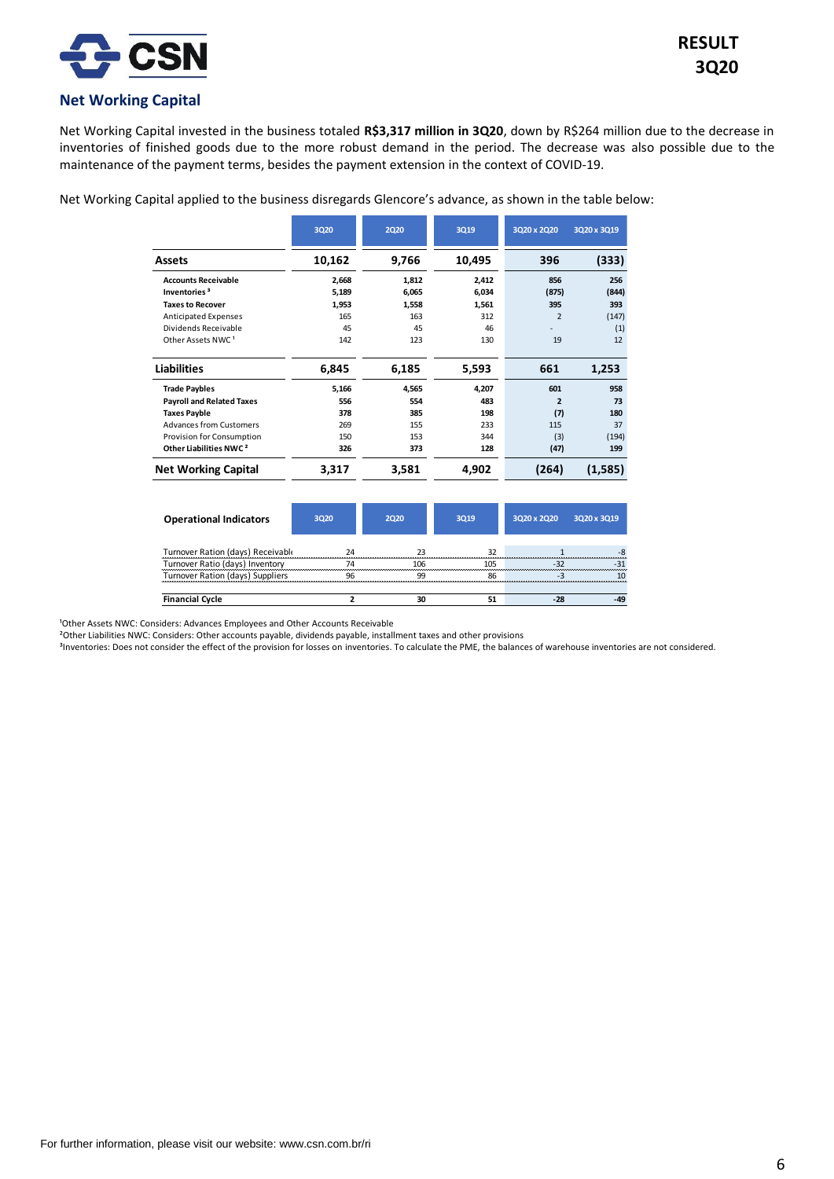## Net Working Capital

Net Working Capital invested in the business totaled **R$3,317 million in 3Q20**, down by R$264 million due to the decrease in inventories of finished goods due to the more robust demand in the period. The decrease was also possible due to the maintenance of the payment terms, besides the payment extension in the context of COVID-19.

Net Working Capital applied to the business disregards Glencore's advance, as shown in the table below:

| | 3Q20 | 2Q20 | 3Q19 | 3Q20 x 2Q20 | 3Q20 x 3Q19 |
|---|---|---|---|---|---|
| **Assets** | **10,162** | **9,766** | **10,495** | **396** | **(333)** |
| **Accounts Receivable** | **2,668** | **1,812** | **2,412** | **856** | **256** |
| **Inventories [3]** | **5,189** | **6,065** | **6,034** | **(875)** | **(844)** |
| **Taxes to Recover** | **1,953** | **1,558** | **1,561** | **395** | **393** |
| Anticipated Expenses | 165 | 163 | 312 | 2 | (147) |
| Dividends Receivable | 45 | 45 | 46 | - | (1) |
| Other Assets NWC [1] | 142 | 123 | 130 | 19 | 12 |
| **Liabilities** | **6,845** | **6,185** | **5,593** | **661** | **1,253** |
| **Trade Paybles** | **5,166** | **4,565** | **4,207** | **601** | **958** |
| **Payroll and Related Taxes** | **556** | **554** | **483** | **2** | **73** |
| **Taxes Payble** | **378** | **385** | **198** | **(7)** | **180** |
| Advances from Customers | 269 | 155 | 233 | 115 | 37 |
| Provision for Consumption | 150 | 153 | 344 | (3) | (194) |
| **Other Liabilities NWC [2]** | **326** | **373** | **128** | **(47)** | **199** |
| **Net Working Capital** | **3,317** | **3,581** | **4,902** | **(264)** | **(1,585)** |

| **Operational Indicators** | 3Q20 | 2Q20 | 3Q19 | 3Q20 x 2Q20 | 3Q20 x 3Q19 |
|---|---|---|---|---|---|
| Turnover Ration (days) Receivable | 24 | 23 | 32 | 1 | -8 |
| Turnover Ratio (days) Inventory | 74 | 106 | 105 | -32 | -31 |
| Turnover Ration (days) Suppliers | 96 | 99 | 86 | -3 | 10 |
| **Financial Cycle** | **2** | **30** | **51** | **-28** | **-49** |

[1]Other Assets NWC: Considers: Advances Employees and Other Accounts Receivable

[2]Other Liabilities NWC: Considers: Other accounts payable, dividends payable, installment taxes and other provisions

[3]Inventories: Does not consider the effect of the provision for losses on inventories. To calculate the PME, the balances of warehouse inventories are not considered.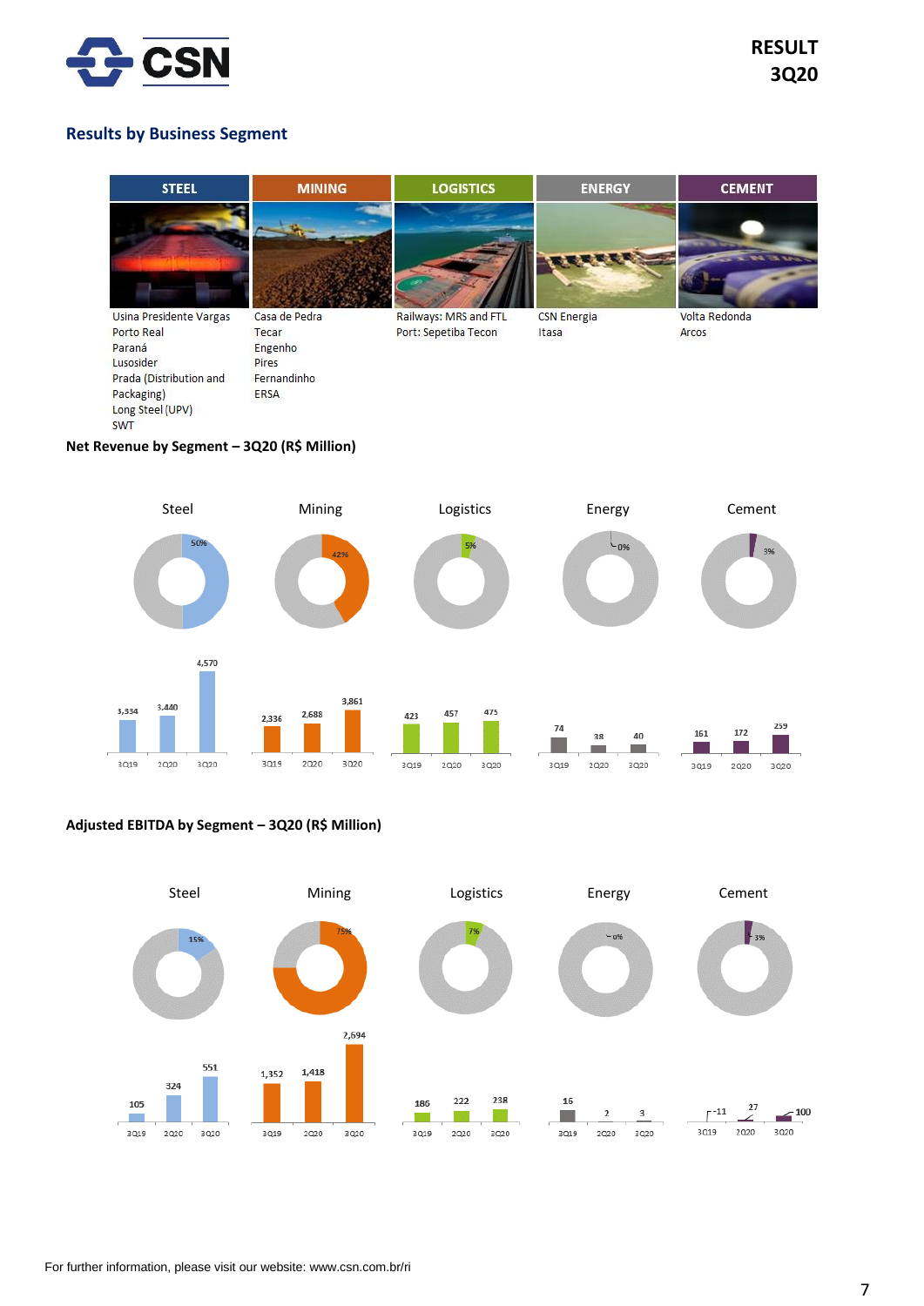## Results by Business Segment

| STEEL | MINING | LOGISTICS | ENERGY | CEMENT |
|---|---|---|---|---|
| Usina Presidente Vargas<br>Porto Real<br>Paraná<br>Lusosider<br>Prada (Distribution and Packaging)<br>Long Steel (UPV)<br>SWT | Casa de Pedra<br>Tecar<br>Engenho<br>Pires<br>Fernandinho<br>ERSA | Railways: MRS and FTL<br>Port: Sepetiba Tecon | CSN Energia<br>Itasa | Volta Redonda<br>Arcos |

**Net Revenue by Segment – 3Q20 (R$ Million)**

| Segment | Share 3Q20 | 3Q19 | 2Q20 | 3Q20 |
|---|---|---|---|---|
| Steel | 50% | 3,334 | 3,440 | 4,570 |
| Mining | 42% | 2,336 | 2,688 | 3,861 |
| Logistics | 5% | 423 | 457 | 475 |
| Energy | 0% | 74 | 38 | 40 |
| Cement | 3% | 161 | 172 | 259 |

**Adjusted EBITDA by Segment – 3Q20 (R$ Million)**

| Segment | Share 3Q20 | 3Q19 | 2Q20 | 3Q20 |
|---|---|---|---|---|
| Steel | 15% | 105 | 324 | 551 |
| Mining | 75% | 1,352 | 1,418 | 2,694 |
| Logistics | 7% | 186 | 222 | 238 |
| Energy | 0% | 16 | 2 | 3 |
| Cement | 3% | -11 | 27 | 100 |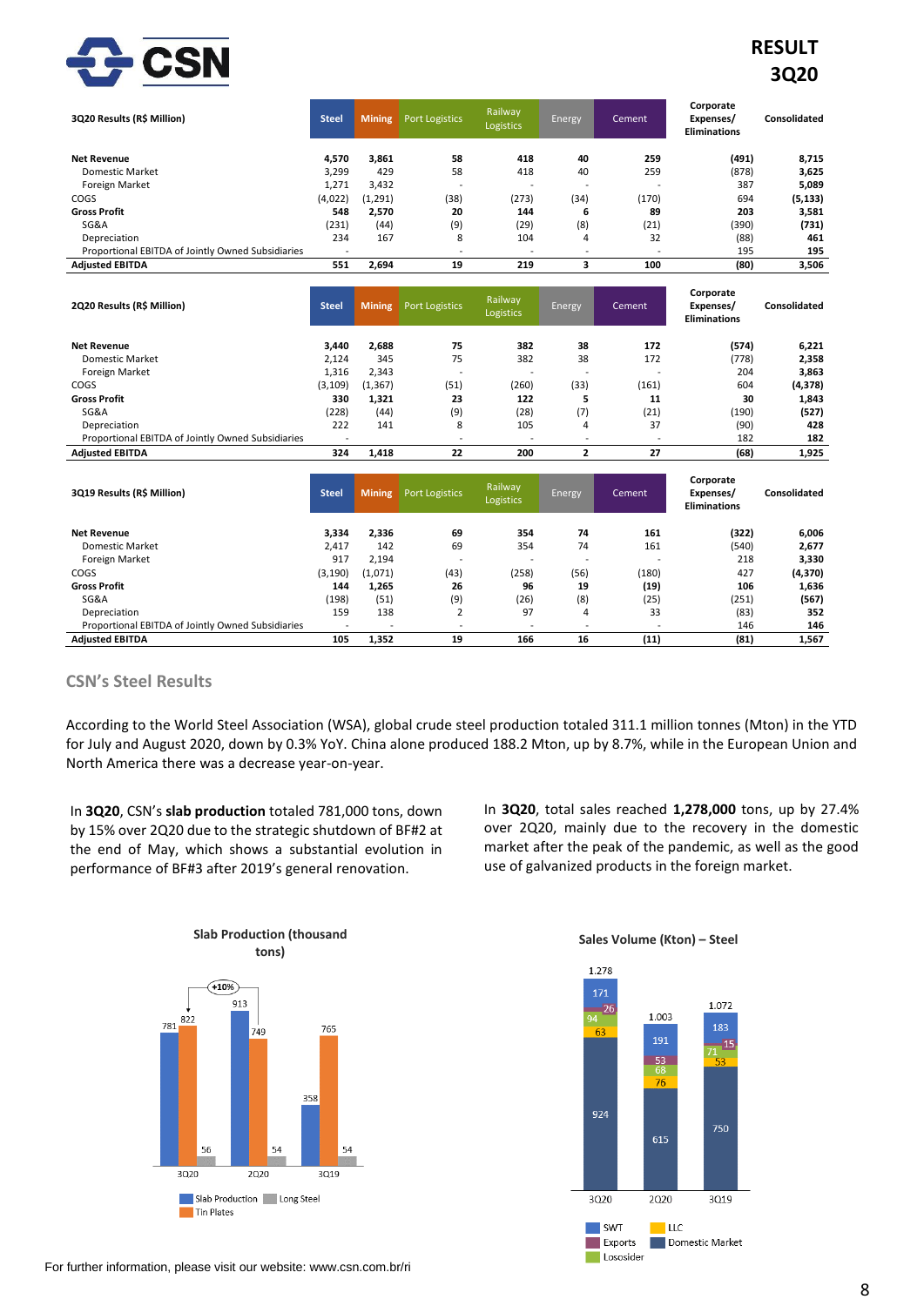# RESULT 3Q20

| 3Q20 Results (R$ Million) | Steel | Mining | Port Logistics | Railway Logistics | Energy | Cement | Corporate Expenses/ Eliminations | Consolidated |
|---|---|---|---|---|---|---|---|---|
| **Net Revenue** | **4,570** | **3,861** | **58** | **418** | **40** | **259** | **(491)** | **8,715** |
| Domestic Market | 3,299 | 429 | 58 | 418 | 40 | 259 | (878) | 3,625 |
| Foreign Market | 1,271 | 3,432 | - | - | - | - | 387 | 5,089 |
| COGS | (4,022) | (1,291) | (38) | (273) | (34) | (170) | 694 | (5,133) |
| **Gross Profit** | **548** | **2,570** | **20** | **144** | **6** | **89** | **203** | **3,581** |
| SG&A | (231) | (44) | (9) | (29) | (8) | (21) | (390) | (731) |
| Depreciation | 234 | 167 | 8 | 104 | 4 | 32 | (88) | 461 |
| Proportional EBITDA of Jointly Owned Subsidiaries | - | - | - | - | - | - | 195 | 195 |
| **Adjusted EBITDA** | **551** | **2,694** | **19** | **219** | **3** | **100** | **(80)** | **3,506** |

| 2Q20 Results (R$ Million) | Steel | Mining | Port Logistics | Railway Logistics | Energy | Cement | Corporate Expenses/ Eliminations | Consolidated |
|---|---|---|---|---|---|---|---|---|
| **Net Revenue** | **3,440** | **2,688** | **75** | **382** | **38** | **172** | **(574)** | **6,221** |
| Domestic Market | 2,124 | 345 | 75 | 382 | 38 | 172 | (778) | 2,358 |
| Foreign Market | 1,316 | 2,343 | - | - | - | - | 204 | 3,863 |
| COGS | (3,109) | (1,367) | (51) | (260) | (33) | (161) | 604 | (4,378) |
| **Gross Profit** | **330** | **1,321** | **23** | **122** | **5** | **11** | **30** | **1,843** |
| SG&A | (228) | (44) | (9) | (28) | (7) | (21) | (190) | (527) |
| Depreciation | 222 | 141 | 8 | 105 | 4 | 37 | (90) | 428 |
| Proportional EBITDA of Jointly Owned Subsidiaries | - | - | - | - | - | - | 182 | 182 |
| **Adjusted EBITDA** | **324** | **1,418** | **22** | **200** | **2** | **27** | **(68)** | **1,925** |

| 3Q19 Results (R$ Million) | Steel | Mining | Port Logistics | Railway Logistics | Energy | Cement | Corporate Expenses/ Eliminations | Consolidated |
|---|---|---|---|---|---|---|---|---|
| **Net Revenue** | **3,334** | **2,336** | **69** | **354** | **74** | **161** | **(322)** | **6,006** |
| Domestic Market | 2,417 | 142 | 69 | 354 | 74 | 161 | (540) | 2,677 |
| Foreign Market | 917 | 2,194 | - | - | - | - | 218 | 3,330 |
| COGS | (3,190) | (1,071) | (43) | (258) | (56) | (180) | 427 | (4,370) |
| **Gross Profit** | **144** | **1,265** | **26** | **96** | **19** | **(19)** | **106** | **1,636** |
| SG&A | (198) | (51) | (9) | (26) | (8) | (25) | (251) | (567) |
| Depreciation | 159 | 138 | 2 | 97 | 4 | 33 | (83) | 352 |
| Proportional EBITDA of Jointly Owned Subsidiaries | - | - | - | - | - | - | 146 | 146 |
| **Adjusted EBITDA** | **105** | **1,352** | **19** | **166** | **16** | **(11)** | **(81)** | **1,567** |

## CSN's Steel Results

According to the World Steel Association (WSA), global crude steel production totaled 311.1 million tonnes (Mton) in the YTD for July and August 2020, down by 0.3% YoY. China alone produced 188.2 Mton, up by 8.7%, while in the European Union and North America there was a decrease year-on-year.

In **3Q20**, CSN's **slab production** totaled 781,000 tons, down by 15% over 2Q20 due to the strategic shutdown of BF#2 at the end of May, which shows a substantial evolution in performance of BF#3 after 2019's general renovation.

In **3Q20**, total sales reached **1,278,000** tons, up by 27.4% over 2Q20, mainly due to the recovery in the domestic market after the peak of the pandemic, as well as the good use of galvanized products in the foreign market.

**Slab Production (thousand tons)**

| | Slab Production | Tin Plates | Long Steel |
|---|---|---|---|
| 3Q20 | 781 | 822 | 56 |
| 2Q20 | 913 | 749 | 54 |
| 3Q19 | 358 | 765 | 54 |

(+10%)

**Sales Volume (Kton) – Steel**

| | Domestic Market | LLC | Lusosider | Exports | SWT | Total |
|---|---|---|---|---|---|---|
| 3Q20 | 924 | 63 | 94 | 26 | 171 | 1.278 |
| 2Q20 | 615 | 76 | 68 | 53 | 191 | 1.003 |
| 3Q19 | 750 | 53 | 71 | 15 | 183 | 1.072 |

For further information, please visit our website: www.csn.com.br/ri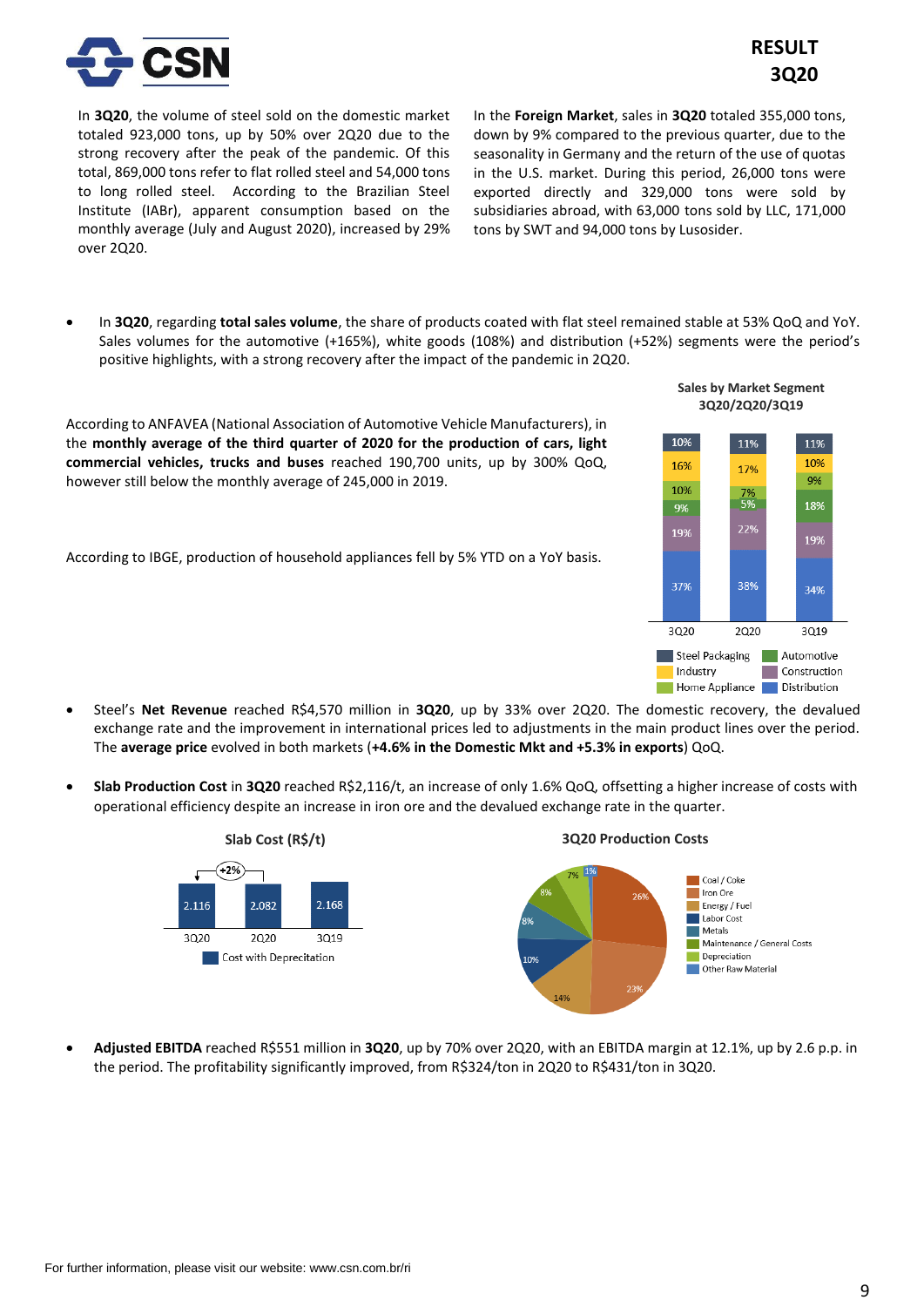In **3Q20**, the volume of steel sold on the domestic market totaled 923,000 tons, up by 50% over 2Q20 due to the strong recovery after the peak of the pandemic. Of this total, 869,000 tons refer to flat rolled steel and 54,000 tons to long rolled steel. According to the Brazilian Steel Institute (IABr), apparent consumption based on the monthly average (July and August 2020), increased by 29% over 2Q20.

In the **Foreign Market**, sales in **3Q20** totaled 355,000 tons, down by 9% compared to the previous quarter, due to the seasonality in Germany and the return of the use of quotas in the U.S. market. During this period, 26,000 tons were exported directly and 329,000 tons were sold by subsidiaries abroad, with 63,000 tons sold by LLC, 171,000 tons by SWT and 94,000 tons by Lusosider.

- In **3Q20**, regarding **total sales volume**, the share of products coated with flat steel remained stable at 53% QoQ and YoY. Sales volumes for the automotive (+165%), white goods (108%) and distribution (+52%) segments were the period's positive highlights, with a strong recovery after the impact of the pandemic in 2Q20.

According to ANFAVEA (National Association of Automotive Vehicle Manufacturers), in the **monthly average of the third quarter of 2020 for the production of cars, light commercial vehicles, trucks and buses** reached 190,700 units, up by 300% QoQ, however still below the monthly average of 245,000 in 2019.

According to IBGE, production of household appliances fell by 5% YTD on a YoY basis.

**Sales by Market Segment 3Q20/2Q20/3Q19**

| Segment | 3Q20 | 2Q20 | 3Q19 |
|---|---|---|---|
| Steel Packaging | 10% | 11% | 11% |
| Industry | 16% | 17% | 10% |
| Home Appliance | 10% | 7% | 9% |
| Automotive | 9% | 5% | 18% |
| Construction | 19% | 22% | 19% |
| Distribution | 37% | 38% | 34% |

- Steel's **Net Revenue** reached R$4,570 million in **3Q20**, up by 33% over 2Q20. The domestic recovery, the devalued exchange rate and the improvement in international prices led to adjustments in the main product lines over the period. The **average price** evolved in both markets (**+4.6% in the Domestic Mkt and +5.3% in exports**) QoQ.

- **Slab Production Cost** in **3Q20** reached R$2,116/t, an increase of only 1.6% QoQ, offsetting a higher increase of costs with operational efficiency despite an increase in iron ore and the devalued exchange rate in the quarter.

**Slab Cost (R$/t)**

| | 3Q20 | 2Q20 | 3Q19 |
|---|---|---|---|
| Cost with Depreciation | 2.116 | 2.082 | 2.168 |

(+2% 3Q20 vs 2Q20)

**3Q20 Production Costs**

| Item | Share |
|---|---|
| Coal / Coke | 26% |
| Iron Ore | 23% |
| Energy / Fuel | 14% |
| Labor Cost | 10% |
| Metals | 8% |
| Maintenance / General Costs | 8% |
| Depreciation | 7% |
| Other Raw Material | 1% |

- **Adjusted EBITDA** reached R$551 million in **3Q20**, up by 70% over 2Q20, with an EBITDA margin at 12.1%, up by 2.6 p.p. in the period. The profitability significantly improved, from R$324/ton in 2Q20 to R$431/ton in 3Q20.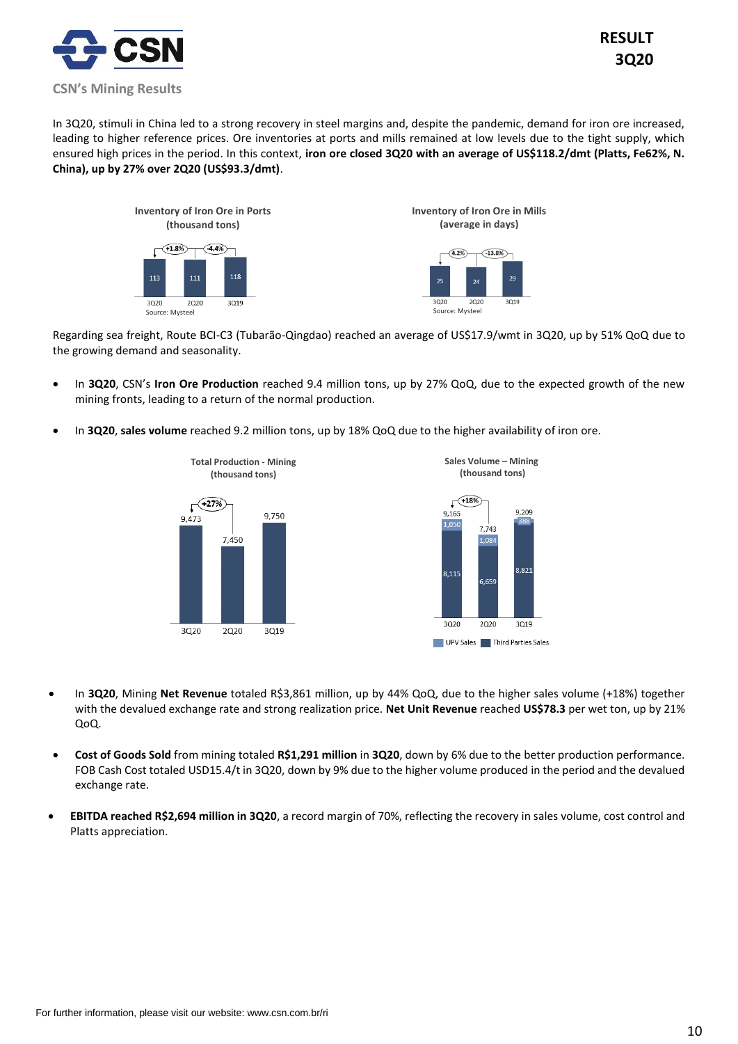## CSN's Mining Results

In 3Q20, stimuli in China led to a strong recovery in steel margins and, despite the pandemic, demand for iron ore increased, leading to higher reference prices. Ore inventories at ports and mills remained at low levels due to the tight supply, which ensured high prices in the period. In this context, **iron ore closed 3Q20 with an average of US$118.2/dmt (Platts, Fe62%, N. China), up by 27% over 2Q20 (US$93.3/dmt)**.

**Inventory of Iron Ore in Ports (thousand tons)**

| | 3Q20 | 2Q20 | 3Q19 |
|---|---|---|---|
| Inventory | 113 | 111 | 118 |

3Q20 vs 2Q20: +1.8%; 3Q20 vs 3Q19: -4.4%

Source: Mysteel

**Inventory of Iron Ore in Mills (average in days)**

| | 3Q20 | 2Q20 | 3Q19 |
|---|---|---|---|
| Days | 25 | 24 | 29 |

3Q20 vs 2Q20: 4.2%; 3Q20 vs 3Q19: -13.8%

Source: Mysteel

Regarding sea freight, Route BCI-C3 (Tubarão-Qingdao) reached an average of US$17.9/wmt in 3Q20, up by 51% QoQ due to the growing demand and seasonality.

- In **3Q20**, CSN's **Iron Ore Production** reached 9.4 million tons, up by 27% QoQ, due to the expected growth of the new mining fronts, leading to a return of the normal production.
- In **3Q20**, **sales volume** reached 9.2 million tons, up by 18% QoQ due to the higher availability of iron ore.

**Total Production - Mining (thousand tons)**

| | 3Q20 | 2Q20 | 3Q19 |
|---|---|---|---|
| Production | 9,473 | 7,450 | 9,750 |

3Q20 vs 2Q20: +27%

**Sales Volume – Mining (thousand tons)**

| | 3Q20 | 2Q20 | 3Q19 |
|---|---|---|---|
| UPV Sales | 1,050 | 1,084 | 388 |
| Third Parties Sales | 8,115 | 6,659 | 8,821 |
| Total | 9,165 | 7,743 | 9,209 |

3Q20 vs 2Q20: +18%

- In **3Q20**, Mining **Net Revenue** totaled R$3,861 million, up by 44% QoQ, due to the higher sales volume (+18%) together with the devalued exchange rate and strong realization price. **Net Unit Revenue** reached **US$78.3** per wet ton, up by 21% QoQ.
- **Cost of Goods Sold** from mining totaled **R$1,291 million** in **3Q20**, down by 6% due to the better production performance. FOB Cash Cost totaled USD15.4/t in 3Q20, down by 9% due to the higher volume produced in the period and the devalued exchange rate.
- **EBITDA reached R$2,694 million in 3Q20**, a record margin of 70%, reflecting the recovery in sales volume, cost control and Platts appreciation.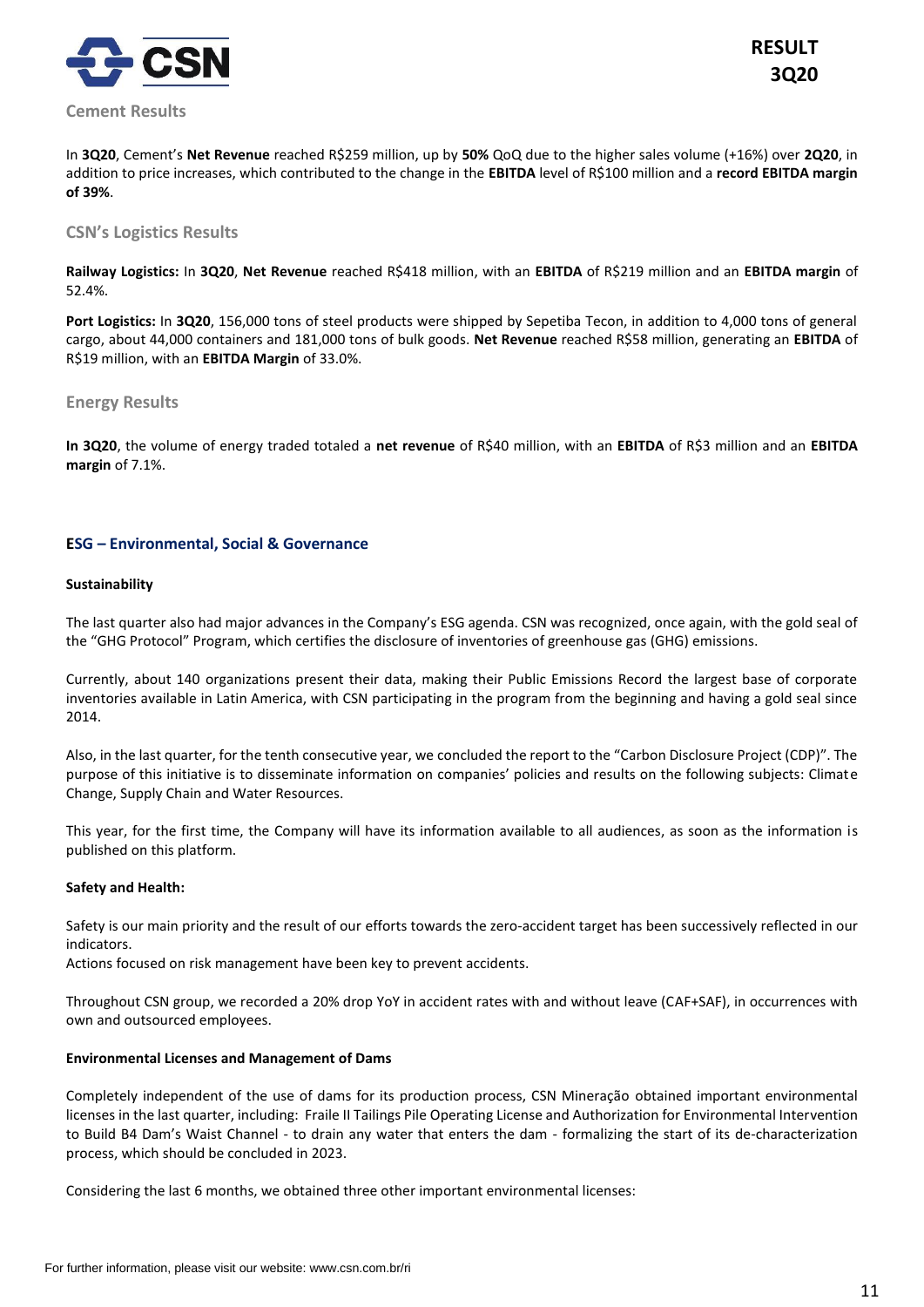## Cement Results

In **3Q20**, Cement's **Net Revenue** reached R$259 million, up by **50%** QoQ due to the higher sales volume (+16%) over **2Q20**, in addition to price increases, which contributed to the change in the **EBITDA** level of R$100 million and a **record EBITDA margin of 39%**.

## CSN's Logistics Results

**Railway Logistics:** In **3Q20**, **Net Revenue** reached R$418 million, with an **EBITDA** of R$219 million and an **EBITDA margin** of 52.4%.

**Port Logistics:** In **3Q20**, 156,000 tons of steel products were shipped by Sepetiba Tecon, in addition to 4,000 tons of general cargo, about 44,000 containers and 181,000 tons of bulk goods. **Net Revenue** reached R$58 million, generating an **EBITDA** of R$19 million, with an **EBITDA Margin** of 33.0%.

## Energy Results

**In 3Q20**, the volume of energy traded totaled a **net revenue** of R$40 million, with an **EBITDA** of R$3 million and an **EBITDA margin** of 7.1%.

## ESG – Environmental, Social & Governance

**Sustainability**

The last quarter also had major advances in the Company's ESG agenda. CSN was recognized, once again, with the gold seal of the "GHG Protocol" Program, which certifies the disclosure of inventories of greenhouse gas (GHG) emissions.

Currently, about 140 organizations present their data, making their Public Emissions Record the largest base of corporate inventories available in Latin America, with CSN participating in the program from the beginning and having a gold seal since 2014.

Also, in the last quarter, for the tenth consecutive year, we concluded the report to the "Carbon Disclosure Project (CDP)". The purpose of this initiative is to disseminate information on companies' policies and results on the following subjects: Climate Change, Supply Chain and Water Resources.

This year, for the first time, the Company will have its information available to all audiences, as soon as the information is published on this platform.

**Safety and Health:**

Safety is our main priority and the result of our efforts towards the zero-accident target has been successively reflected in our indicators.
Actions focused on risk management have been key to prevent accidents.

Throughout CSN group, we recorded a 20% drop YoY in accident rates with and without leave (CAF+SAF), in occurrences with own and outsourced employees.

**Environmental Licenses and Management of Dams**

Completely independent of the use of dams for its production process, CSN Mineração obtained important environmental licenses in the last quarter, including: Fraile II Tailings Pile Operating License and Authorization for Environmental Intervention to Build B4 Dam's Waist Channel - to drain any water that enters the dam - formalizing the start of its de-characterization process, which should be concluded in 2023.

Considering the last 6 months, we obtained three other important environmental licenses: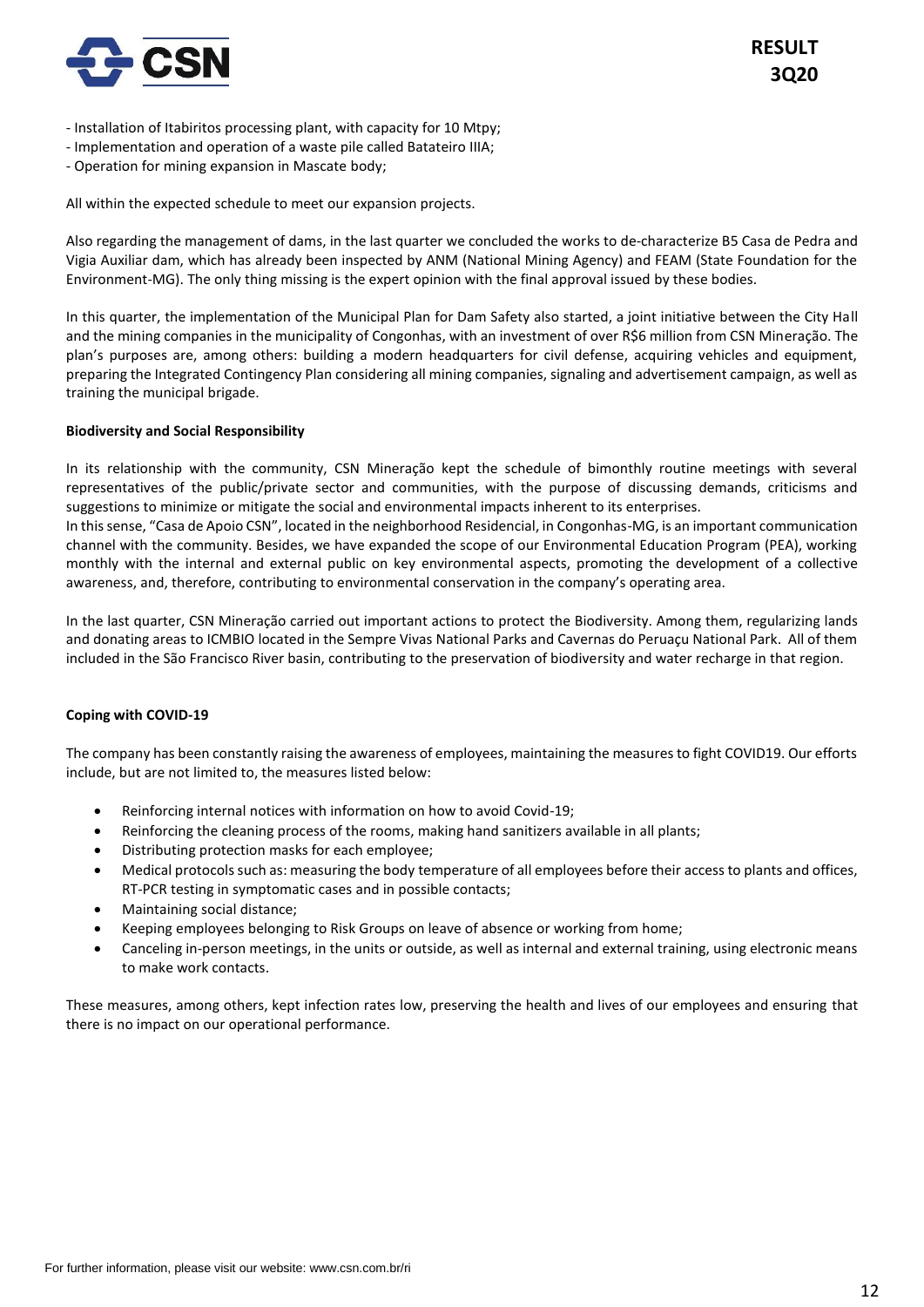- Installation of Itabiritos processing plant, with capacity for 10 Mtpy;
- Implementation and operation of a waste pile called Batateiro IIIA;
- Operation for mining expansion in Mascate body;

All within the expected schedule to meet our expansion projects.

Also regarding the management of dams, in the last quarter we concluded the works to de-characterize B5 Casa de Pedra and Vigia Auxiliar dam, which has already been inspected by ANM (National Mining Agency) and FEAM (State Foundation for the Environment-MG). The only thing missing is the expert opinion with the final approval issued by these bodies.

In this quarter, the implementation of the Municipal Plan for Dam Safety also started, a joint initiative between the City Hall and the mining companies in the municipality of Congonhas, with an investment of over R$6 million from CSN Mineração. The plan's purposes are, among others: building a modern headquarters for civil defense, acquiring vehicles and equipment, preparing the Integrated Contingency Plan considering all mining companies, signaling and advertisement campaign, as well as training the municipal brigade.

**Biodiversity and Social Responsibility**

In its relationship with the community, CSN Mineração kept the schedule of bimonthly routine meetings with several representatives of the public/private sector and communities, with the purpose of discussing demands, criticisms and suggestions to minimize or mitigate the social and environmental impacts inherent to its enterprises.
In this sense, "Casa de Apoio CSN", located in the neighborhood Residencial, in Congonhas-MG, is an important communication channel with the community. Besides, we have expanded the scope of our Environmental Education Program (PEA), working monthly with the internal and external public on key environmental aspects, promoting the development of a collective awareness, and, therefore, contributing to environmental conservation in the company's operating area.

In the last quarter, CSN Mineração carried out important actions to protect the Biodiversity. Among them, regularizing lands and donating areas to ICMBIO located in the Sempre Vivas National Parks and Cavernas do Peruaçu National Park. All of them included in the São Francisco River basin, contributing to the preservation of biodiversity and water recharge in that region.

**Coping with COVID-19**

The company has been constantly raising the awareness of employees, maintaining the measures to fight COVID19. Our efforts include, but are not limited to, the measures listed below:

- Reinforcing internal notices with information on how to avoid Covid-19;
- Reinforcing the cleaning process of the rooms, making hand sanitizers available in all plants;
- Distributing protection masks for each employee;
- Medical protocols such as: measuring the body temperature of all employees before their access to plants and offices, RT-PCR testing in symptomatic cases and in possible contacts;
- Maintaining social distance;
- Keeping employees belonging to Risk Groups on leave of absence or working from home;
- Canceling in-person meetings, in the units or outside, as well as internal and external training, using electronic means to make work contacts.

These measures, among others, kept infection rates low, preserving the health and lives of our employees and ensuring that there is no impact on our operational performance.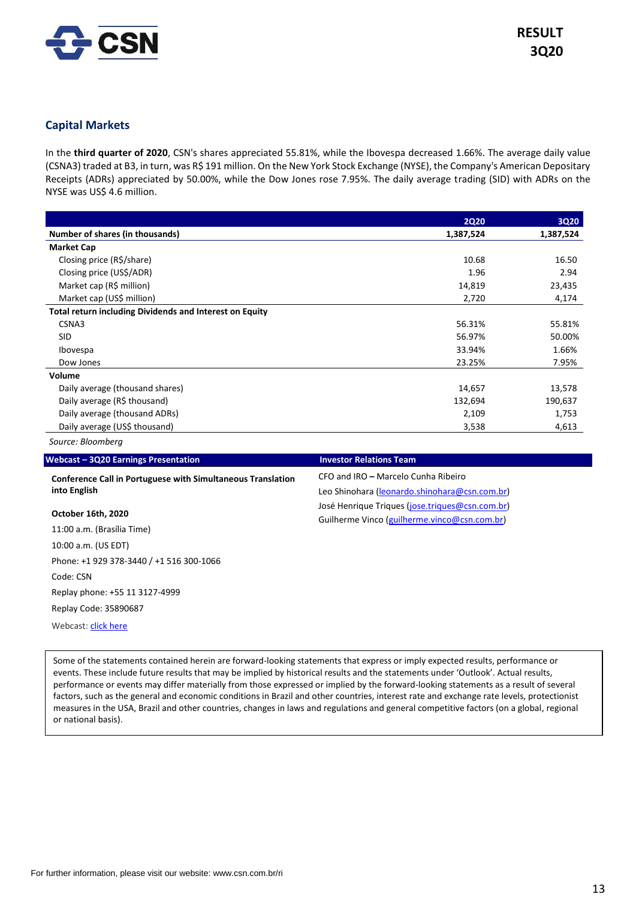## Capital Markets

In the **third quarter of 2020**, CSN's shares appreciated 55.81%, while the Ibovespa decreased 1.66%. The average daily value (CSNA3) traded at B3, in turn, was R$ 191 million. On the New York Stock Exchange (NYSE), the Company's American Depositary Receipts (ADRs) appreciated by 50.00%, while the Dow Jones rose 7.95%. The daily average trading (SID) with ADRs on the NYSE was US$ 4.6 million.

| | 2Q20 | 3Q20 |
|---|---|---|
| **Number of shares (in thousands)** | **1,387,524** | **1,387,524** |
| **Market Cap** | | |
| Closing price (R$/share) | 10.68 | 16.50 |
| Closing price (US$/ADR) | 1.96 | 2.94 |
| Market cap (R$ million) | 14,819 | 23,435 |
| Market cap (US$ million) | 2,720 | 4,174 |
| **Total return including Dividends and Interest on Equity** | | |
| CSNA3 | 56.31% | 55.81% |
| SID | 56.97% | 50.00% |
| Ibovespa | 33.94% | 1.66% |
| Dow Jones | 23.25% | 7.95% |
| **Volume** | | |
| Daily average (thousand shares) | 14,657 | 13,578 |
| Daily average (R$ thousand) | 132,694 | 190,637 |
| Daily average (thousand ADRs) | 2,109 | 1,753 |
| Daily average (US$ thousand) | 3,538 | 4,613 |

*Source: Bloomberg*

**Webcast – 3Q20 Earnings Presentation**

**Conference Call in Portuguese with Simultaneous Translation into English**

**October 16th, 2020**

11:00 a.m. (Brasília Time)

10:00 a.m. (US EDT)

Phone: +1 929 378-3440 / +1 516 300-1066

Code: CSN

Replay phone: +55 11 3127-4999

Replay Code: 35890687

Webcast: click here

**Investor Relations Team**

CFO and IRO – Marcelo Cunha Ribeiro

Leo Shinohara (leonardo.shinohara@csn.com.br)

José Henrique Triques (jose.triques@csn.com.br)

Guilherme Vinco (guilherme.vinco@csn.com.br)

Some of the statements contained herein are forward-looking statements that express or imply expected results, performance or events. These include future results that may be implied by historical results and the statements under 'Outlook'. Actual results, performance or events may differ materially from those expressed or implied by the forward-looking statements as a result of several factors, such as the general and economic conditions in Brazil and other countries, interest rate and exchange rate levels, protectionist measures in the USA, Brazil and other countries, changes in laws and regulations and general competitive factors (on a global, regional or national basis).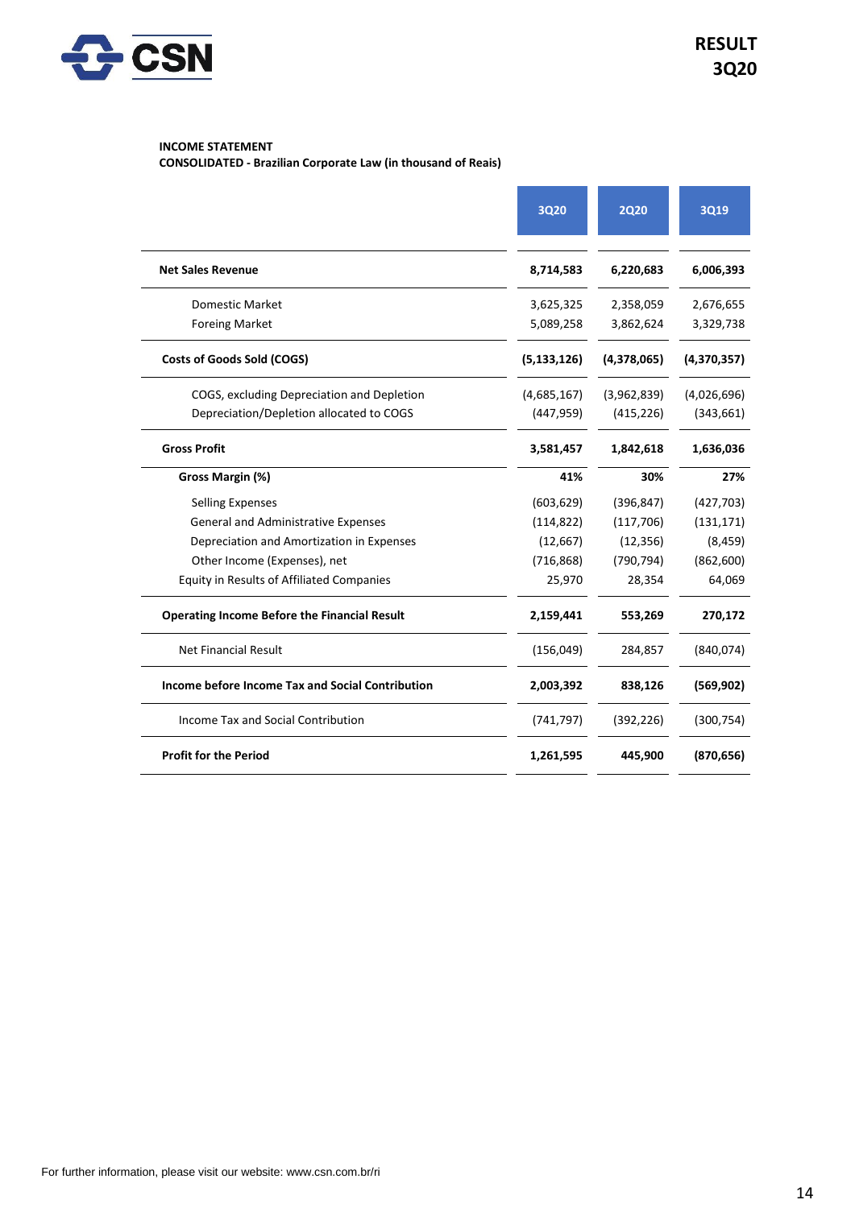**INCOME STATEMENT**
**CONSOLIDATED - Brazilian Corporate Law (in thousand of Reais)**

| | 3Q20 | 2Q20 | 3Q19 |
|---|---|---|---|
| **Net Sales Revenue** | **8,714,583** | **6,220,683** | **6,006,393** |
| Domestic Market | 3,625,325 | 2,358,059 | 2,676,655 |
| Foreing Market | 5,089,258 | 3,862,624 | 3,329,738 |
| **Costs of Goods Sold (COGS)** | **(5,133,126)** | **(4,378,065)** | **(4,370,357)** |
| COGS, excluding Depreciation and Depletion | (4,685,167) | (3,962,839) | (4,026,696) |
| Depreciation/Depletion allocated to COGS | (447,959) | (415,226) | (343,661) |
| **Gross Profit** | **3,581,457** | **1,842,618** | **1,636,036** |
| **Gross Margin (%)** | **41%** | **30%** | **27%** |
| Selling Expenses | (603,629) | (396,847) | (427,703) |
| General and Administrative Expenses | (114,822) | (117,706) | (131,171) |
| Depreciation and Amortization in Expenses | (12,667) | (12,356) | (8,459) |
| Other Income (Expenses), net | (716,868) | (790,794) | (862,600) |
| Equity in Results of Affiliated Companies | 25,970 | 28,354 | 64,069 |
| **Operating Income Before the Financial Result** | **2,159,441** | **553,269** | **270,172** |
| Net Financial Result | (156,049) | 284,857 | (840,074) |
| **Income before Income Tax and Social Contribution** | **2,003,392** | **838,126** | **(569,902)** |
| Income Tax and Social Contribution | (741,797) | (392,226) | (300,754) |
| **Profit for the Period** | **1,261,595** | **445,900** | **(870,656)** |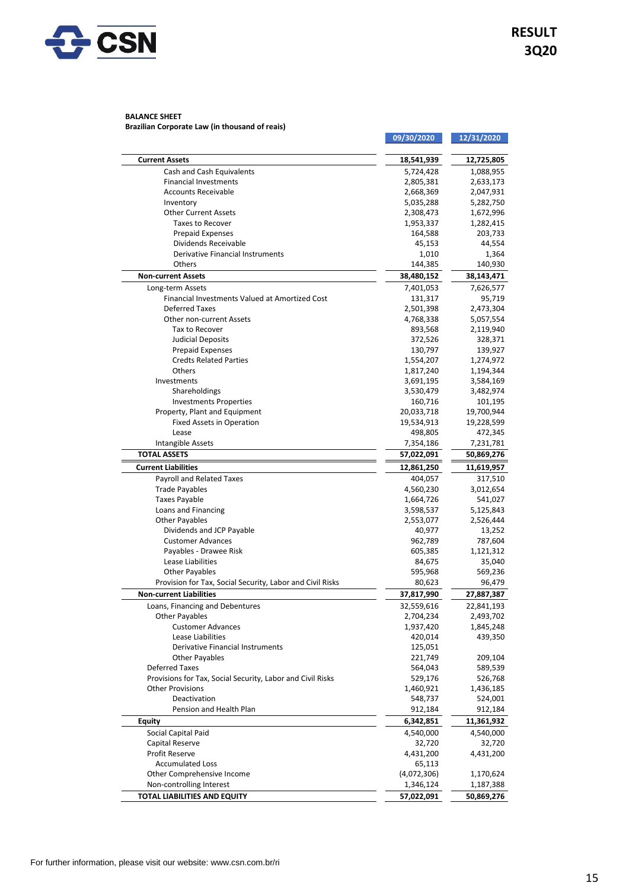**BALANCE SHEET**
**Brazilian Corporate Law (in thousand of reais)**

| | 09/30/2020 | 12/31/2020 |
|---|---|---|
| **Current Assets** | **18,541,939** | **12,725,805** |
| Cash and Cash Equivalents | 5,724,428 | 1,088,955 |
| Financial Investments | 2,805,381 | 2,633,173 |
| Accounts Receivable | 2,668,369 | 2,047,931 |
| Inventory | 5,035,288 | 5,282,750 |
| Other Current Assets | 2,308,473 | 1,672,996 |
| Taxes to Recover | 1,953,337 | 1,282,415 |
| Prepaid Expenses | 164,588 | 203,733 |
| Dividends Receivable | 45,153 | 44,554 |
| Derivative Financial Instruments | 1,010 | 1,364 |
| Others | 144,385 | 140,930 |
| **Non-current Assets** | **38,480,152** | **38,143,471** |
| Long-term Assets | 7,401,053 | 7,626,577 |
| Financial Investments Valued at Amortized Cost | 131,317 | 95,719 |
| Deferred Taxes | 2,501,398 | 2,473,304 |
| Other non-current Assets | 4,768,338 | 5,057,554 |
| Tax to Recover | 893,568 | 2,119,940 |
| Judicial Deposits | 372,526 | 328,371 |
| Prepaid Expenses | 130,797 | 139,927 |
| Credts Related Parties | 1,554,207 | 1,274,972 |
| Others | 1,817,240 | 1,194,344 |
| Investments | 3,691,195 | 3,584,169 |
| Shareholdings | 3,530,479 | 3,482,974 |
| Investments Properties | 160,716 | 101,195 |
| Property, Plant and Equipment | 20,033,718 | 19,700,944 |
| Fixed Assets in Operation | 19,534,913 | 19,228,599 |
| Lease | 498,805 | 472,345 |
| Intangible Assets | 7,354,186 | 7,231,781 |
| **TOTAL ASSETS** | **57,022,091** | **50,869,276** |
| **Current Liabilities** | **12,861,250** | **11,619,957** |
| Payroll and Related Taxes | 404,057 | 317,510 |
| Trade Payables | 4,560,230 | 3,012,654 |
| Taxes Payable | 1,664,726 | 541,027 |
| Loans and Financing | 3,598,537 | 5,125,843 |
| Other Payables | 2,553,077 | 2,526,444 |
| Dividends and JCP Payable | 40,977 | 13,252 |
| Customer Advances | 962,789 | 787,604 |
| Payables - Drawee Risk | 605,385 | 1,121,312 |
| Lease Liabilities | 84,675 | 35,040 |
| Other Payables | 595,968 | 569,236 |
| Provision for Tax, Social Security, Labor and Civil Risks | 80,623 | 96,479 |
| **Non-current Liabilities** | **37,817,990** | **27,887,387** |
| Loans, Financing and Debentures | 32,559,616 | 22,841,193 |
| Other Payables | 2,704,234 | 2,493,702 |
| Customer Advances | 1,937,420 | 1,845,248 |
| Lease Liabilities | 420,014 | 439,350 |
| Derivative Financial Instruments | 125,051 | |
| Other Payables | 221,749 | 209,104 |
| Deferred Taxes | 564,043 | 589,539 |
| Provisions for Tax, Social Security, Labor and Civil Risks | 529,176 | 526,768 |
| Other Provisions | 1,460,921 | 1,436,185 |
| Deactivation | 548,737 | 524,001 |
| Pension and Health Plan | 912,184 | 912,184 |
| **Equity** | **6,342,851** | **11,361,932** |
| Social Capital Paid | 4,540,000 | 4,540,000 |
| Capital Reserve | 32,720 | 32,720 |
| Profit Reserve | 4,431,200 | 4,431,200 |
| Accumulated Loss | 65,113 | |
| Other Comprehensive Income | (4,072,306) | 1,170,624 |
| Non-controlling Interest | 1,346,124 | 1,187,388 |
| **TOTAL LIABILITIES AND EQUITY** | **57,022,091** | **50,869,276** |

For further information, please visit our website: www.csn.com.br/ri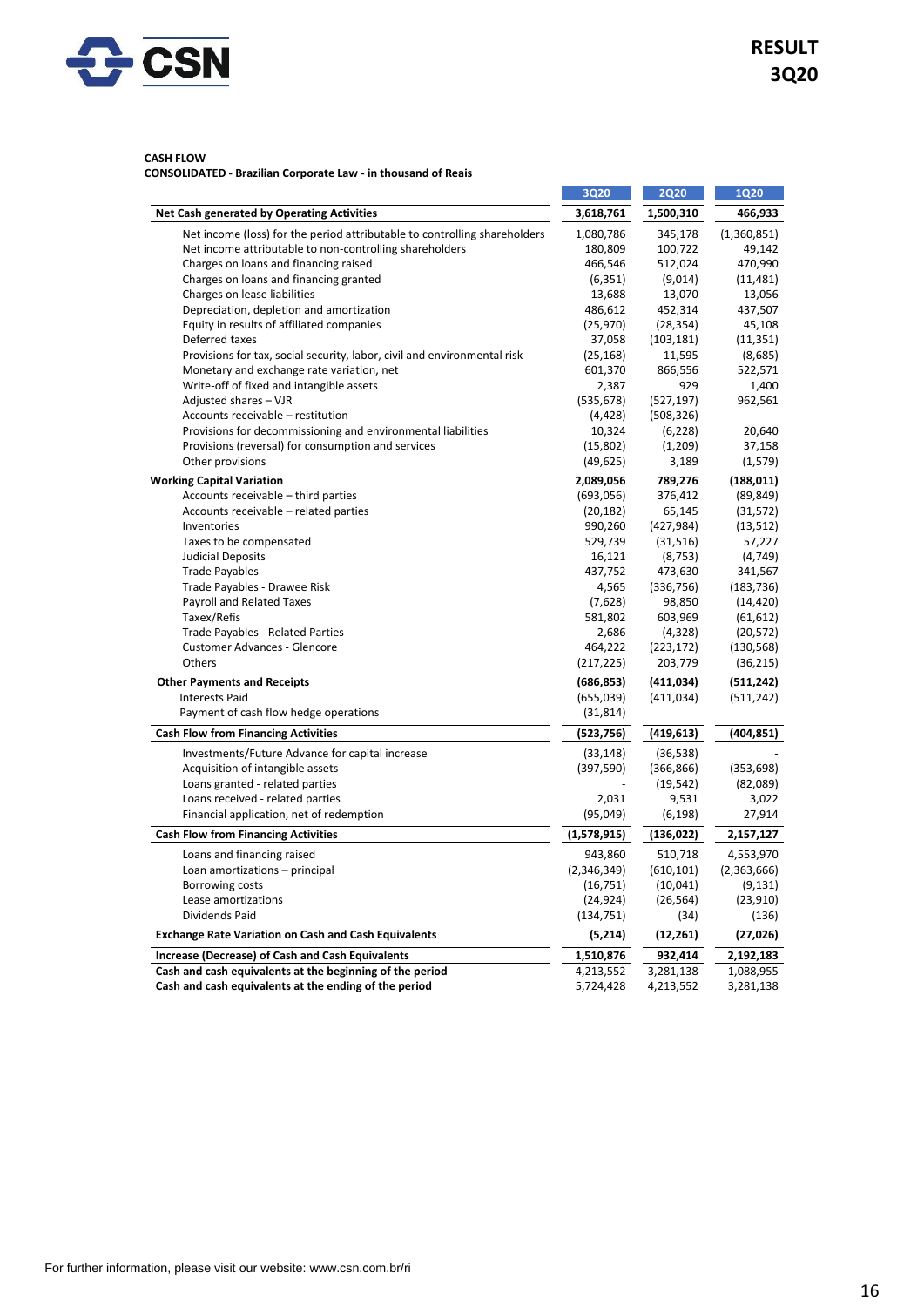**CASH FLOW**

**CONSOLIDATED - Brazilian Corporate Law - in thousand of Reais**

| | 3Q20 | 2Q20 | 1Q20 |
|---|---|---|---|
| **Net Cash generated by Operating Activities** | **3,618,761** | **1,500,310** | **466,933** |
| Net income (loss) for the period attributable to controlling shareholders | 1,080,786 | 345,178 | (1,360,851) |
| Net income attributable to non-controlling shareholders | 180,809 | 100,722 | 49,142 |
| Charges on loans and financing raised | 466,546 | 512,024 | 470,990 |
| Charges on loans and financing granted | (6,351) | (9,014) | (11,481) |
| Charges on lease liabilities | 13,688 | 13,070 | 13,056 |
| Depreciation, depletion and amortization | 486,612 | 452,314 | 437,507 |
| Equity in results of affiliated companies | (25,970) | (28,354) | 45,108 |
| Deferred taxes | 37,058 | (103,181) | (11,351) |
| Provisions for tax, social security, labor, civil and environmental risk | (25,168) | 11,595 | (8,685) |
| Monetary and exchange rate variation, net | 601,370 | 866,556 | 522,571 |
| Write-off of fixed and intangible assets | 2,387 | 929 | 1,400 |
| Adjusted shares – VJR | (535,678) | (527,197) | 962,561 |
| Accounts receivable – restitution | (4,428) | (508,326) | - |
| Provisions for decommissioning and environmental liabilities | 10,324 | (6,228) | 20,640 |
| Provisions (reversal) for consumption and services | (15,802) | (1,209) | 37,158 |
| Other provisions | (49,625) | 3,189 | (1,579) |
| **Working Capital Variation** | **2,089,056** | **789,276** | **(188,011)** |
| Accounts receivable – third parties | (693,056) | 376,412 | (89,849) |
| Accounts receivable – related parties | (20,182) | 65,145 | (31,572) |
| Inventories | 990,260 | (427,984) | (13,512) |
| Taxes to be compensated | 529,739 | (31,516) | 57,227 |
| Judicial Deposits | 16,121 | (8,753) | (4,749) |
| Trade Payables | 437,752 | 473,630 | 341,567 |
| Trade Payables - Drawee Risk | 4,565 | (336,756) | (183,736) |
| Payroll and Related Taxes | (7,628) | 98,850 | (14,420) |
| Taxex/Refis | 581,802 | 603,969 | (61,612) |
| Trade Payables - Related Parties | 2,686 | (4,328) | (20,572) |
| Customer Advances - Glencore | 464,222 | (223,172) | (130,568) |
| Others | (217,225) | 203,779 | (36,215) |
| **Other Payments and Receipts** | **(686,853)** | **(411,034)** | **(511,242)** |
| Interests Paid | (655,039) | (411,034) | (511,242) |
| Payment of cash flow hedge operations | (31,814) | | |
| **Cash Flow from Financing Activities** | **(523,756)** | **(419,613)** | **(404,851)** |
| Investments/Future Advance for capital increase | (33,148) | (36,538) | - |
| Acquisition of intangible assets | (397,590) | (366,866) | (353,698) |
| Loans granted - related parties | - | (19,542) | (82,089) |
| Loans received - related parties | 2,031 | 9,531 | 3,022 |
| Financial application, net of redemption | (95,049) | (6,198) | 27,914 |
| **Cash Flow from Financing Activities** | **(1,578,915)** | **(136,022)** | **2,157,127** |
| Loans and financing raised | 943,860 | 510,718 | 4,553,970 |
| Loan amortizations – principal | (2,346,349) | (610,101) | (2,363,666) |
| Borrowing costs | (16,751) | (10,041) | (9,131) |
| Lease amortizations | (24,924) | (26,564) | (23,910) |
| Dividends Paid | (134,751) | (34) | (136) |
| **Exchange Rate Variation on Cash and Cash Equivalents** | **(5,214)** | **(12,261)** | **(27,026)** |
| **Increase (Decrease) of Cash and Cash Equivalents** | **1,510,876** | **932,414** | **2,192,183** |
| **Cash and cash equivalents at the beginning of the period** | 4,213,552 | 3,281,138 | 1,088,955 |
| **Cash and cash equivalents at the ending of the period** | 5,724,428 | 4,213,552 | 3,281,138 |

For further information, please visit our website: www.csn.com.br/ri